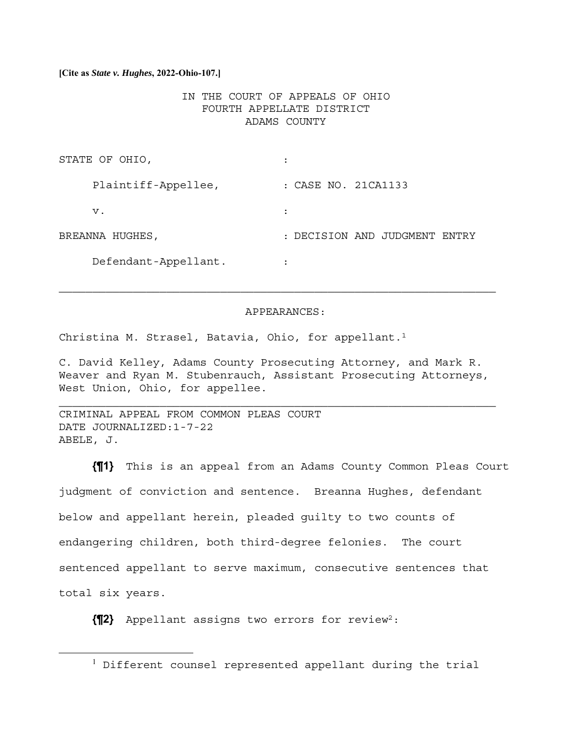**[Cite as *State v. Hughes*, 2022-Ohio-107.]**

IN THE COURT OF APPEALS OF OHIO
FOURTH APPELLATE DISTRICT
ADAMS COUNTY

| | |
|---|---|
| STATE OF OHIO, | : |
| Plaintiff-Appellee, | : CASE NO. 21CA1133 |
| v. | : |
| BREANNA HUGHES, | : DECISION AND JUDGMENT ENTRY |
| Defendant-Appellant. | : |

---

APPEARANCES:

Christina M. Strasel, Batavia, Ohio, for appellant.[1]

C. David Kelley, Adams County Prosecuting Attorney, and Mark R. Weaver and Ryan M. Stubenrauch, Assistant Prosecuting Attorneys, West Union, Ohio, for appellee.

---

CRIMINAL APPEAL FROM COMMON PLEAS COURT
DATE JOURNALIZED:1-7-22
ABELE, J.

**{¶1}** This is an appeal from an Adams County Common Pleas Court judgment of conviction and sentence. Breanna Hughes, defendant below and appellant herein, pleaded guilty to two counts of endangering children, both third-degree felonies. The court sentenced appellant to serve maximum, consecutive sentences that total six years.

**{¶2}** Appellant assigns two errors for review[2]:

---

[1] Different counsel represented appellant during the trial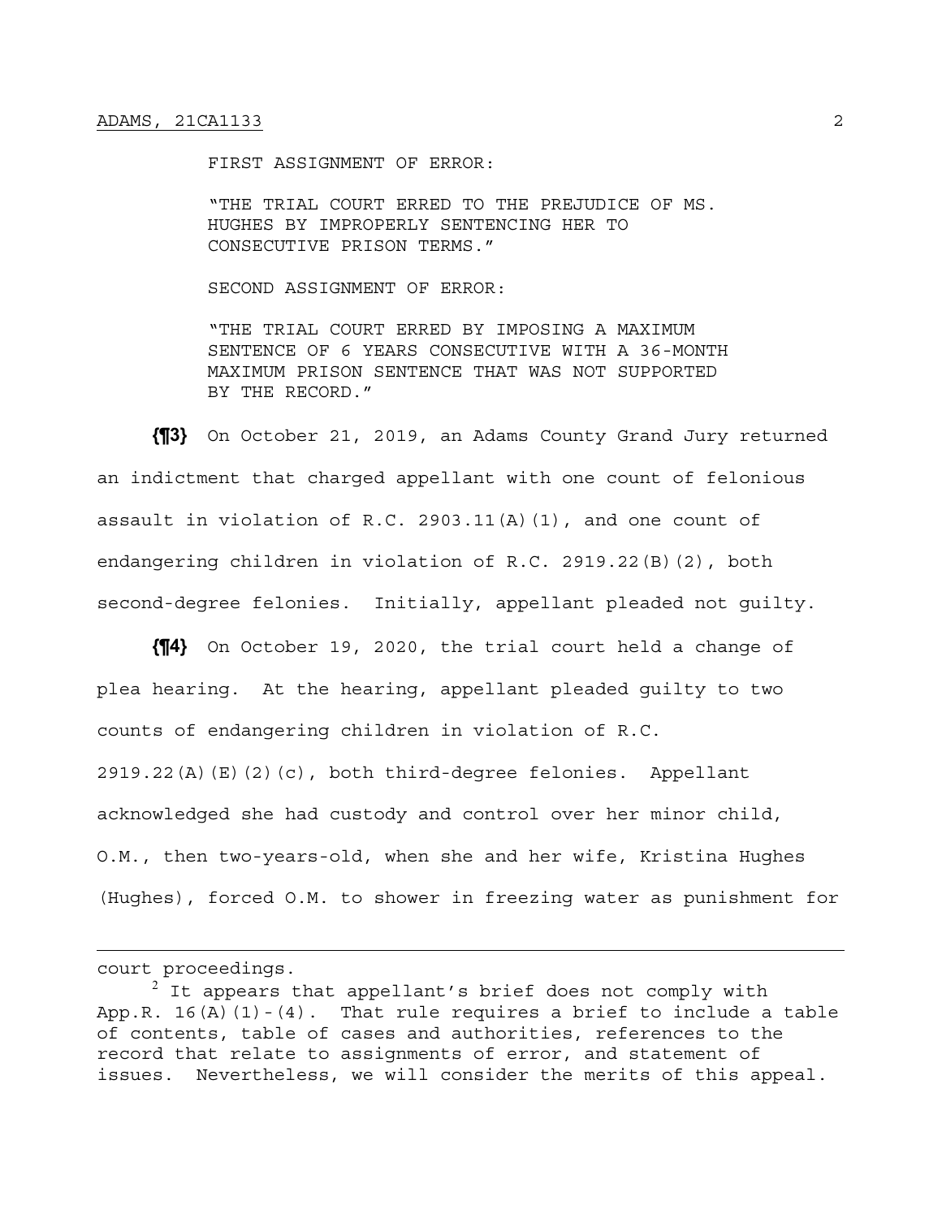FIRST ASSIGNMENT OF ERROR:

"THE TRIAL COURT ERRED TO THE PREJUDICE OF MS. HUGHES BY IMPROPERLY SENTENCING HER TO CONSECUTIVE PRISON TERMS."

SECOND ASSIGNMENT OF ERROR:

"THE TRIAL COURT ERRED BY IMPOSING A MAXIMUM SENTENCE OF 6 YEARS CONSECUTIVE WITH A 36-MONTH MAXIMUM PRISON SENTENCE THAT WAS NOT SUPPORTED BY THE RECORD."

**{¶3}** On October 21, 2019, an Adams County Grand Jury returned an indictment that charged appellant with one count of felonious assault in violation of R.C. 2903.11(A)(1), and one count of endangering children in violation of R.C. 2919.22(B)(2), both second-degree felonies. Initially, appellant pleaded not guilty.

**{¶4}** On October 19, 2020, the trial court held a change of plea hearing. At the hearing, appellant pleaded guilty to two counts of endangering children in violation of R.C. 2919.22(A)(E)(2)(c), both third-degree felonies. Appellant acknowledged she had custody and control over her minor child, O.M., then two-years-old, when she and her wife, Kristina Hughes (Hughes), forced O.M. to shower in freezing water as punishment for

---

court proceedings.

[2] It appears that appellant's brief does not comply with App.R. 16(A)(1)-(4). That rule requires a brief to include a table of contents, table of cases and authorities, references to the record that relate to assignments of error, and statement of issues. Nevertheless, we will consider the merits of this appeal.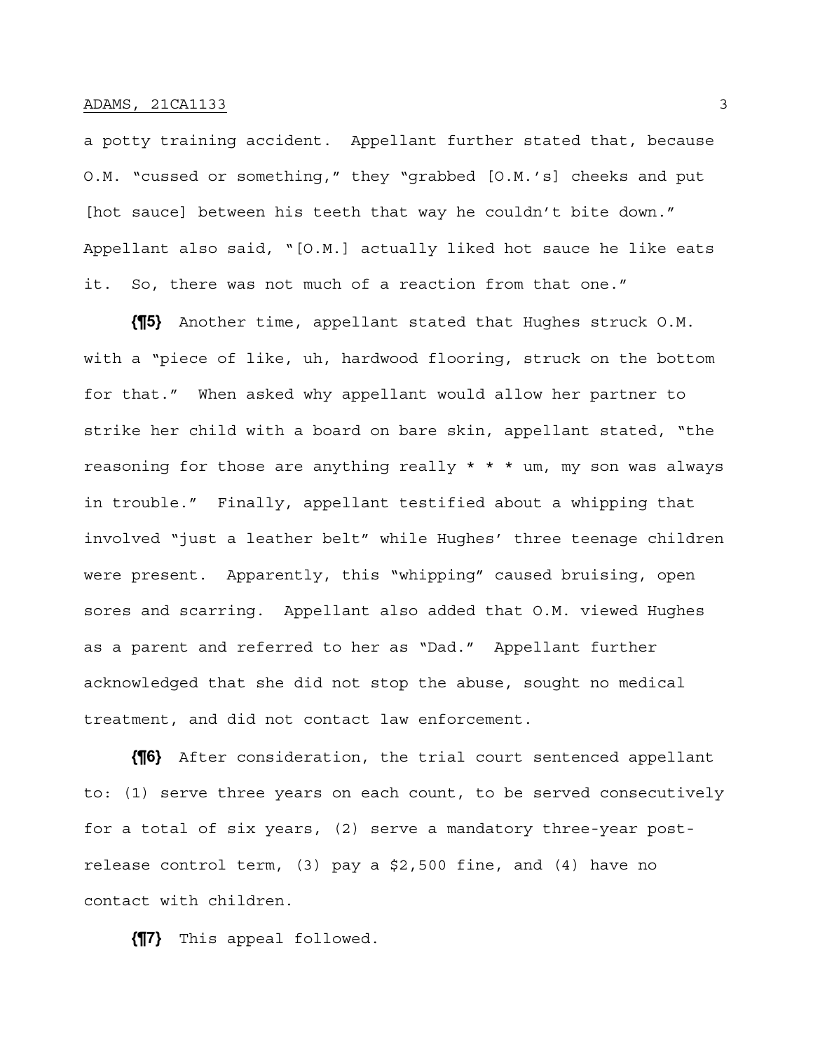a potty training accident. Appellant further stated that, because O.M. "cussed or something," they "grabbed [O.M.'s] cheeks and put [hot sauce] between his teeth that way he couldn't bite down." Appellant also said, "[O.M.] actually liked hot sauce he like eats it. So, there was not much of a reaction from that one."

**{¶5}** Another time, appellant stated that Hughes struck O.M. with a "piece of like, uh, hardwood flooring, struck on the bottom for that." When asked why appellant would allow her partner to strike her child with a board on bare skin, appellant stated, "the reasoning for those are anything really * * * um, my son was always in trouble." Finally, appellant testified about a whipping that involved "just a leather belt" while Hughes' three teenage children were present. Apparently, this "whipping" caused bruising, open sores and scarring. Appellant also added that O.M. viewed Hughes as a parent and referred to her as "Dad." Appellant further acknowledged that she did not stop the abuse, sought no medical treatment, and did not contact law enforcement.

**{¶6}** After consideration, the trial court sentenced appellant to: (1) serve three years on each count, to be served consecutively for a total of six years, (2) serve a mandatory three-year post-release control term, (3) pay a $2,500 fine, and (4) have no contact with children.

**{¶7}** This appeal followed.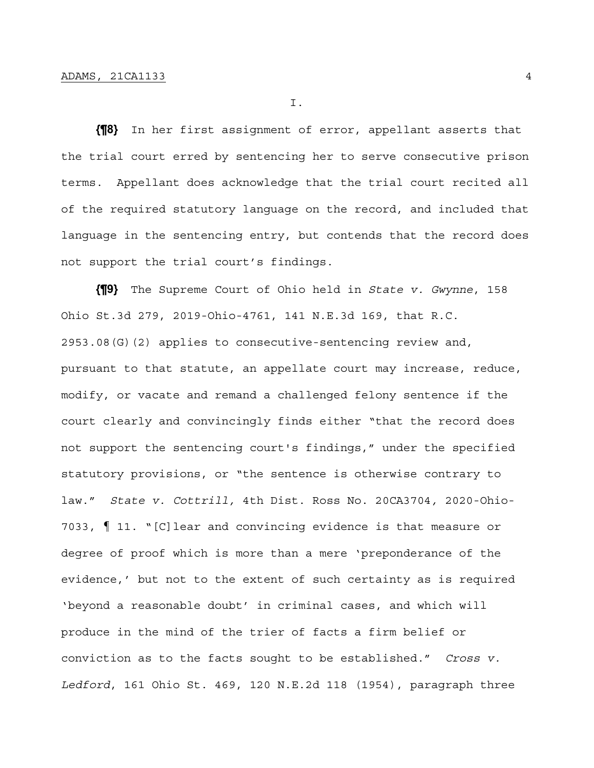I.

**{¶8}** In her first assignment of error, appellant asserts that the trial court erred by sentencing her to serve consecutive prison terms. Appellant does acknowledge that the trial court recited all of the required statutory language on the record, and included that language in the sentencing entry, but contends that the record does not support the trial court's findings.

**{¶9}** The Supreme Court of Ohio held in *State v. Gwynne*, 158 Ohio St.3d 279, 2019-Ohio-4761, 141 N.E.3d 169, that R.C. 2953.08(G)(2) applies to consecutive-sentencing review and, pursuant to that statute, an appellate court may increase, reduce, modify, or vacate and remand a challenged felony sentence if the court clearly and convincingly finds either "that the record does not support the sentencing court's findings," under the specified statutory provisions, or "the sentence is otherwise contrary to law." *State v. Cottrill,* 4th Dist. Ross No. 20CA3704, 2020-Ohio-7033, ¶ 11. "[C]lear and convincing evidence is that measure or degree of proof which is more than a mere 'preponderance of the evidence,' but not to the extent of such certainty as is required 'beyond a reasonable doubt' in criminal cases, and which will produce in the mind of the trier of facts a firm belief or conviction as to the facts sought to be established." *Cross v. Ledford*, 161 Ohio St. 469, 120 N.E.2d 118 (1954), paragraph three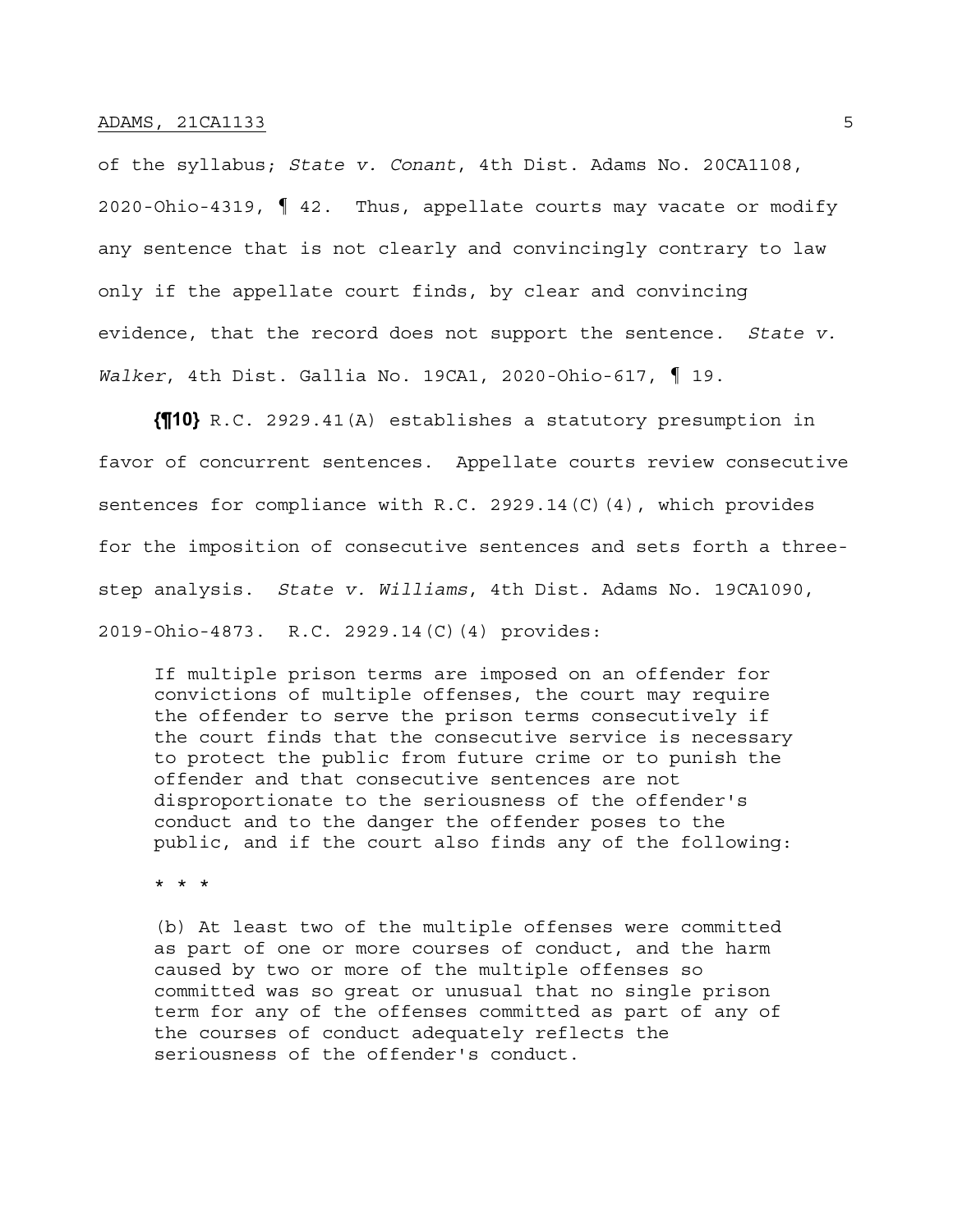of the syllabus; *State v. Conant*, 4th Dist. Adams No. 20CA1108, 2020-Ohio-4319, ¶ 42. Thus, appellate courts may vacate or modify any sentence that is not clearly and convincingly contrary to law only if the appellate court finds, by clear and convincing evidence, that the record does not support the sentence. *State v. Walker*, 4th Dist. Gallia No. 19CA1, 2020-Ohio-617, ¶ 19.

**{¶10}** R.C. 2929.41(A) establishes a statutory presumption in favor of concurrent sentences. Appellate courts review consecutive sentences for compliance with R.C. 2929.14(C)(4), which provides for the imposition of consecutive sentences and sets forth a three-step analysis. *State v. Williams*, 4th Dist. Adams No. 19CA1090, 2019-Ohio-4873. R.C. 2929.14(C)(4) provides:

> If multiple prison terms are imposed on an offender for convictions of multiple offenses, the court may require the offender to serve the prison terms consecutively if the court finds that the consecutive service is necessary to protect the public from future crime or to punish the offender and that consecutive sentences are not disproportionate to the seriousness of the offender's conduct and to the danger the offender poses to the public, and if the court also finds any of the following:
>
> * * *
>
> (b) At least two of the multiple offenses were committed as part of one or more courses of conduct, and the harm caused by two or more of the multiple offenses so committed was so great or unusual that no single prison term for any of the offenses committed as part of any of the courses of conduct adequately reflects the seriousness of the offender's conduct.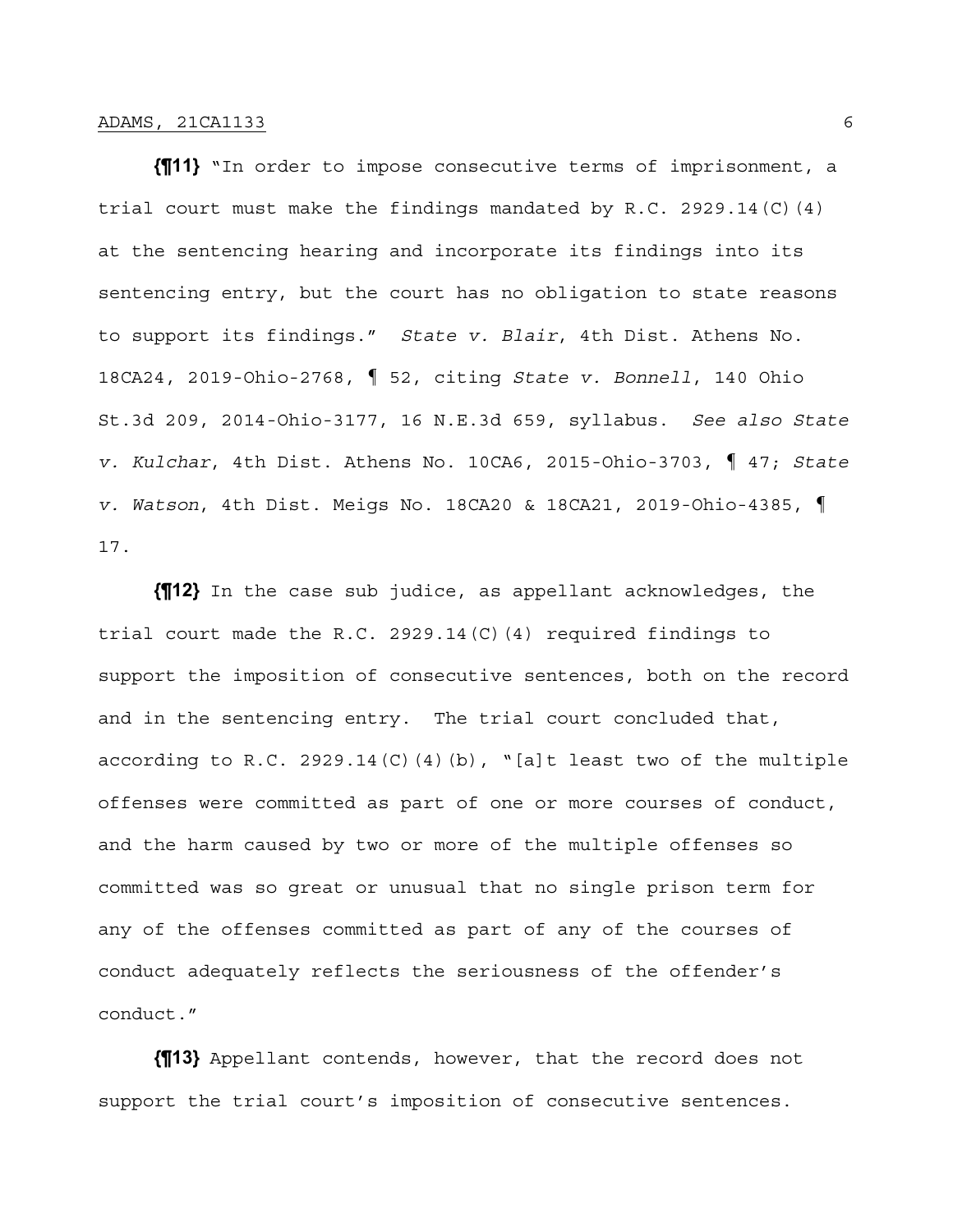**{¶11}** "In order to impose consecutive terms of imprisonment, a trial court must make the findings mandated by R.C. 2929.14(C)(4) at the sentencing hearing and incorporate its findings into its sentencing entry, but the court has no obligation to state reasons to support its findings." *State v. Blair*, 4th Dist. Athens No. 18CA24, 2019-Ohio-2768, ¶ 52, citing *State v. Bonnell*, 140 Ohio St.3d 209, 2014-Ohio-3177, 16 N.E.3d 659, syllabus. *See also State v. Kulchar*, 4th Dist. Athens No. 10CA6, 2015-Ohio-3703, ¶ 47; *State v. Watson*, 4th Dist. Meigs No. 18CA20 & 18CA21, 2019-Ohio-4385, ¶ 17.

**{¶12}** In the case sub judice, as appellant acknowledges, the trial court made the R.C. 2929.14(C)(4) required findings to support the imposition of consecutive sentences, both on the record and in the sentencing entry. The trial court concluded that, according to R.C. 2929.14(C)(4)(b), "[a]t least two of the multiple offenses were committed as part of one or more courses of conduct, and the harm caused by two or more of the multiple offenses so committed was so great or unusual that no single prison term for any of the offenses committed as part of any of the courses of conduct adequately reflects the seriousness of the offender's conduct."

**{¶13}** Appellant contends, however, that the record does not support the trial court's imposition of consecutive sentences.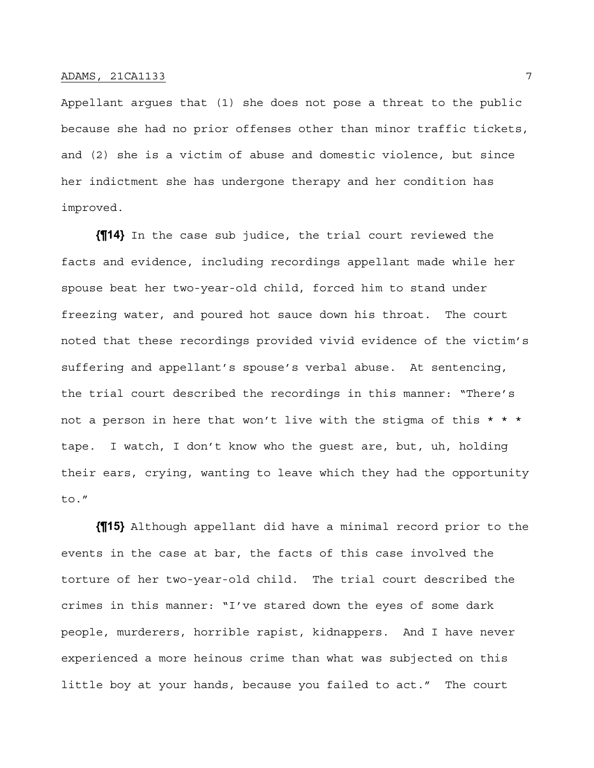Appellant argues that (1) she does not pose a threat to the public because she had no prior offenses other than minor traffic tickets, and (2) she is a victim of abuse and domestic violence, but since her indictment she has undergone therapy and her condition has improved.

**{¶14}** In the case sub judice, the trial court reviewed the facts and evidence, including recordings appellant made while her spouse beat her two-year-old child, forced him to stand under freezing water, and poured hot sauce down his throat. The court noted that these recordings provided vivid evidence of the victim's suffering and appellant's spouse's verbal abuse. At sentencing, the trial court described the recordings in this manner: "There's not a person in here that won't live with the stigma of this * * * tape. I watch, I don't know who the guest are, but, uh, holding their ears, crying, wanting to leave which they had the opportunity to."

**{¶15}** Although appellant did have a minimal record prior to the events in the case at bar, the facts of this case involved the torture of her two-year-old child. The trial court described the crimes in this manner: "I've stared down the eyes of some dark people, murderers, horrible rapist, kidnappers. And I have never experienced a more heinous crime than what was subjected on this little boy at your hands, because you failed to act." The court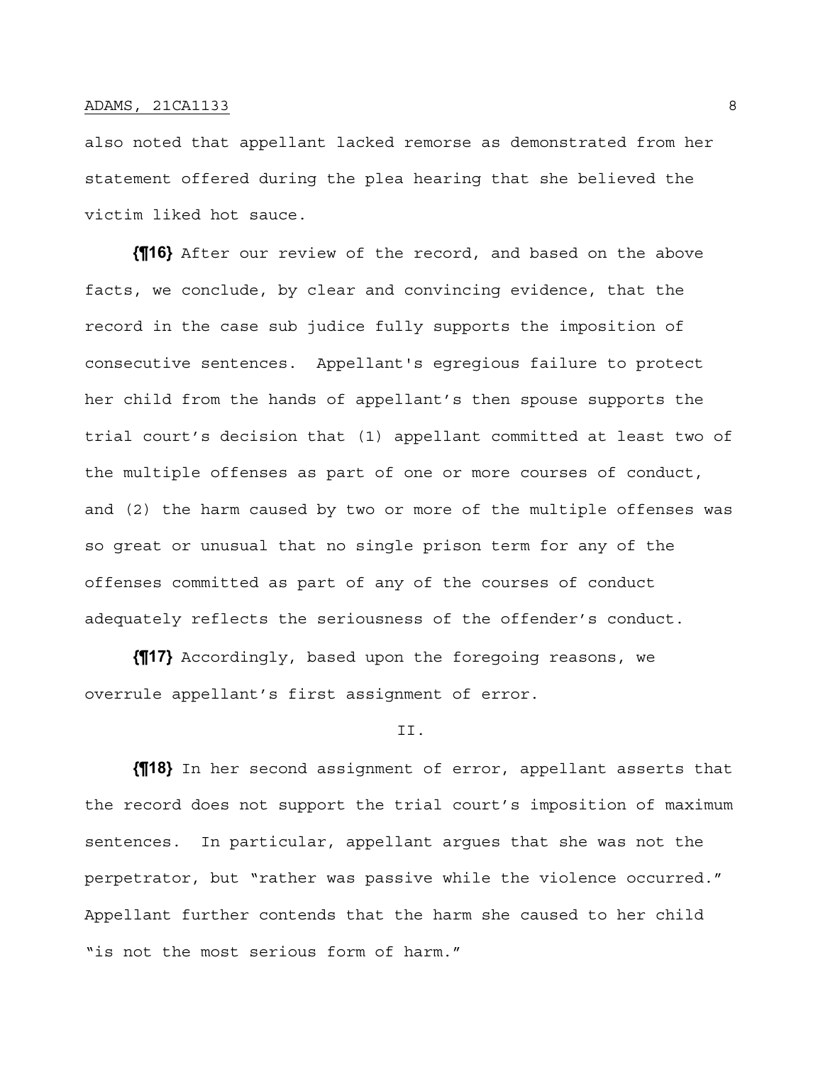also noted that appellant lacked remorse as demonstrated from her statement offered during the plea hearing that she believed the victim liked hot sauce.

**{¶16}** After our review of the record, and based on the above facts, we conclude, by clear and convincing evidence, that the record in the case sub judice fully supports the imposition of consecutive sentences. Appellant's egregious failure to protect her child from the hands of appellant's then spouse supports the trial court's decision that (1) appellant committed at least two of the multiple offenses as part of one or more courses of conduct, and (2) the harm caused by two or more of the multiple offenses was so great or unusual that no single prison term for any of the offenses committed as part of any of the courses of conduct adequately reflects the seriousness of the offender's conduct.

**{¶17}** Accordingly, based upon the foregoing reasons, we overrule appellant's first assignment of error.

II.

**{¶18}** In her second assignment of error, appellant asserts that the record does not support the trial court's imposition of maximum sentences. In particular, appellant argues that she was not the perpetrator, but "rather was passive while the violence occurred." Appellant further contends that the harm she caused to her child "is not the most serious form of harm."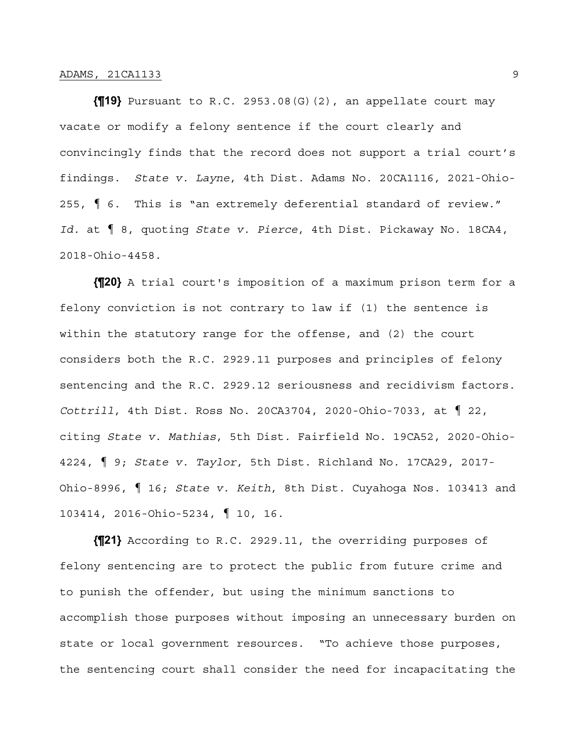**{¶19}** Pursuant to R.C. 2953.08(G)(2), an appellate court may vacate or modify a felony sentence if the court clearly and convincingly finds that the record does not support a trial court's findings. *State v. Layne*, 4th Dist. Adams No. 20CA1116, 2021-Ohio-255, ¶ 6. This is "an extremely deferential standard of review." *Id.* at ¶ 8, quoting *State v. Pierce*, 4th Dist. Pickaway No. 18CA4, 2018-Ohio-4458.

**{¶20}** A trial court's imposition of a maximum prison term for a felony conviction is not contrary to law if (1) the sentence is within the statutory range for the offense, and (2) the court considers both the R.C. 2929.11 purposes and principles of felony sentencing and the R.C. 2929.12 seriousness and recidivism factors. *Cottrill*, 4th Dist. Ross No. 20CA3704, 2020-Ohio-7033, at ¶ 22, citing *State v. Mathias*, 5th Dist. Fairfield No. 19CA52, 2020-Ohio-4224, ¶ 9; *State v. Taylor*, 5th Dist. Richland No. 17CA29, 2017-Ohio-8996, ¶ 16; *State v. Keith*, 8th Dist. Cuyahoga Nos. 103413 and 103414, 2016-Ohio-5234, ¶ 10, 16.

**{¶21}** According to R.C. 2929.11, the overriding purposes of felony sentencing are to protect the public from future crime and to punish the offender, but using the minimum sanctions to accomplish those purposes without imposing an unnecessary burden on state or local government resources. "To achieve those purposes, the sentencing court shall consider the need for incapacitating the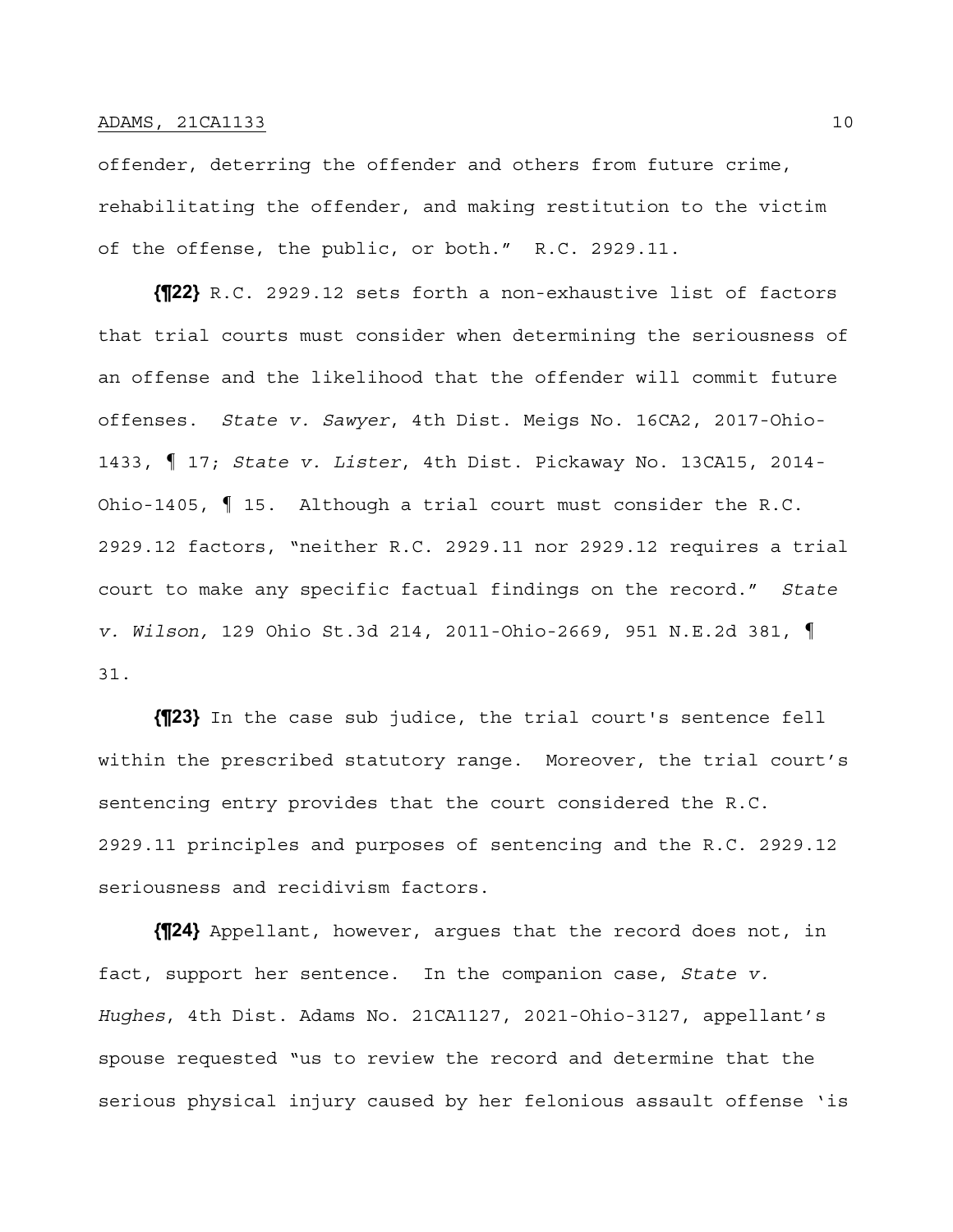offender, deterring the offender and others from future crime, rehabilitating the offender, and making restitution to the victim of the offense, the public, or both." R.C. 2929.11.

**{¶22}** R.C. 2929.12 sets forth a non-exhaustive list of factors that trial courts must consider when determining the seriousness of an offense and the likelihood that the offender will commit future offenses. *State v. Sawyer*, 4th Dist. Meigs No. 16CA2, 2017-Ohio-1433, ¶ 17; *State v. Lister*, 4th Dist. Pickaway No. 13CA15, 2014-Ohio-1405, ¶ 15. Although a trial court must consider the R.C. 2929.12 factors, "neither R.C. 2929.11 nor 2929.12 requires a trial court to make any specific factual findings on the record." *State v. Wilson,* 129 Ohio St.3d 214, 2011-Ohio-2669, 951 N.E.2d 381, ¶ 31.

**{¶23}** In the case sub judice, the trial court's sentence fell within the prescribed statutory range. Moreover, the trial court's sentencing entry provides that the court considered the R.C. 2929.11 principles and purposes of sentencing and the R.C. 2929.12 seriousness and recidivism factors.

**{¶24}** Appellant, however, argues that the record does not, in fact, support her sentence. In the companion case, *State v. Hughes*, 4th Dist. Adams No. 21CA1127, 2021-Ohio-3127, appellant's spouse requested "us to review the record and determine that the serious physical injury caused by her felonious assault offense 'is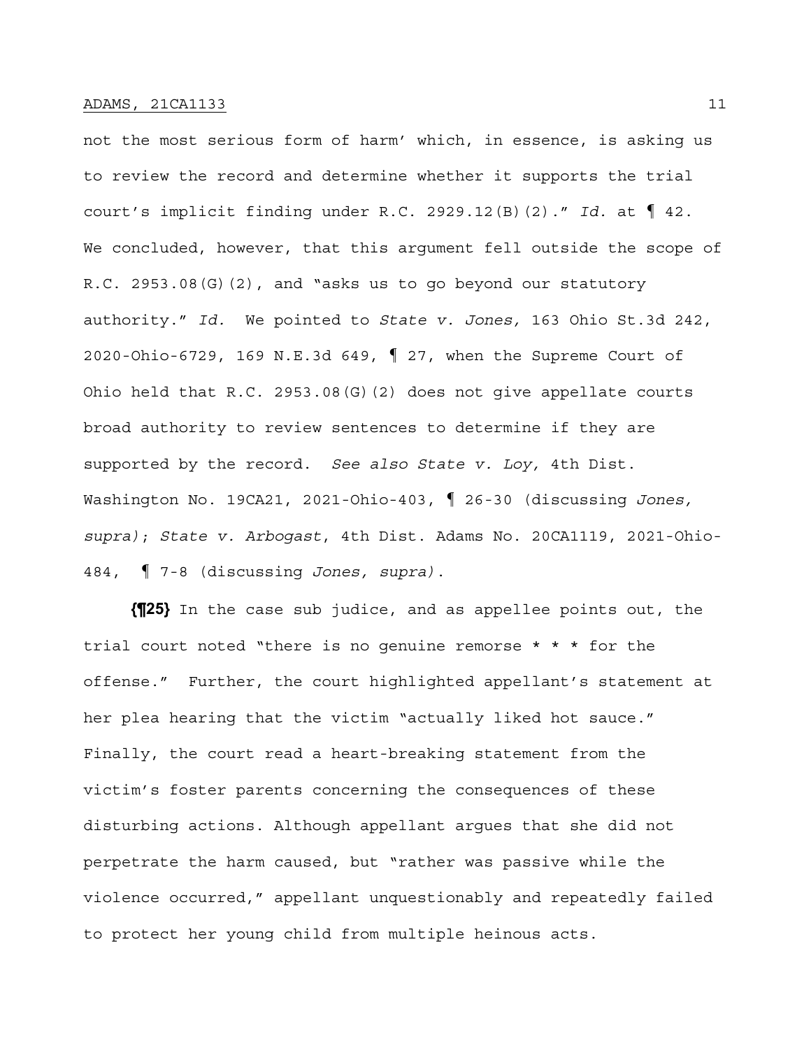not the most serious form of harm' which, in essence, is asking us to review the record and determine whether it supports the trial court's implicit finding under R.C. 2929.12(B)(2)." *Id.* at ¶ 42. We concluded, however, that this argument fell outside the scope of R.C. 2953.08(G)(2), and "asks us to go beyond our statutory authority." *Id.* We pointed to *State v. Jones,* 163 Ohio St.3d 242, 2020-Ohio-6729, 169 N.E.3d 649, ¶ 27, when the Supreme Court of Ohio held that R.C. 2953.08(G)(2) does not give appellate courts broad authority to review sentences to determine if they are supported by the record. *See also State v. Loy,* 4th Dist. Washington No. 19CA21, 2021-Ohio-403, ¶ 26-30 (discussing *Jones, supra)*; *State v. Arbogast*, 4th Dist. Adams No. 20CA1119, 2021-Ohio-484, ¶ 7-8 (discussing *Jones, supra)*.

**{¶25}** In the case sub judice, and as appellee points out, the trial court noted "there is no genuine remorse * * * for the offense." Further, the court highlighted appellant's statement at her plea hearing that the victim "actually liked hot sauce." Finally, the court read a heart-breaking statement from the victim's foster parents concerning the consequences of these disturbing actions. Although appellant argues that she did not perpetrate the harm caused, but "rather was passive while the violence occurred," appellant unquestionably and repeatedly failed to protect her young child from multiple heinous acts.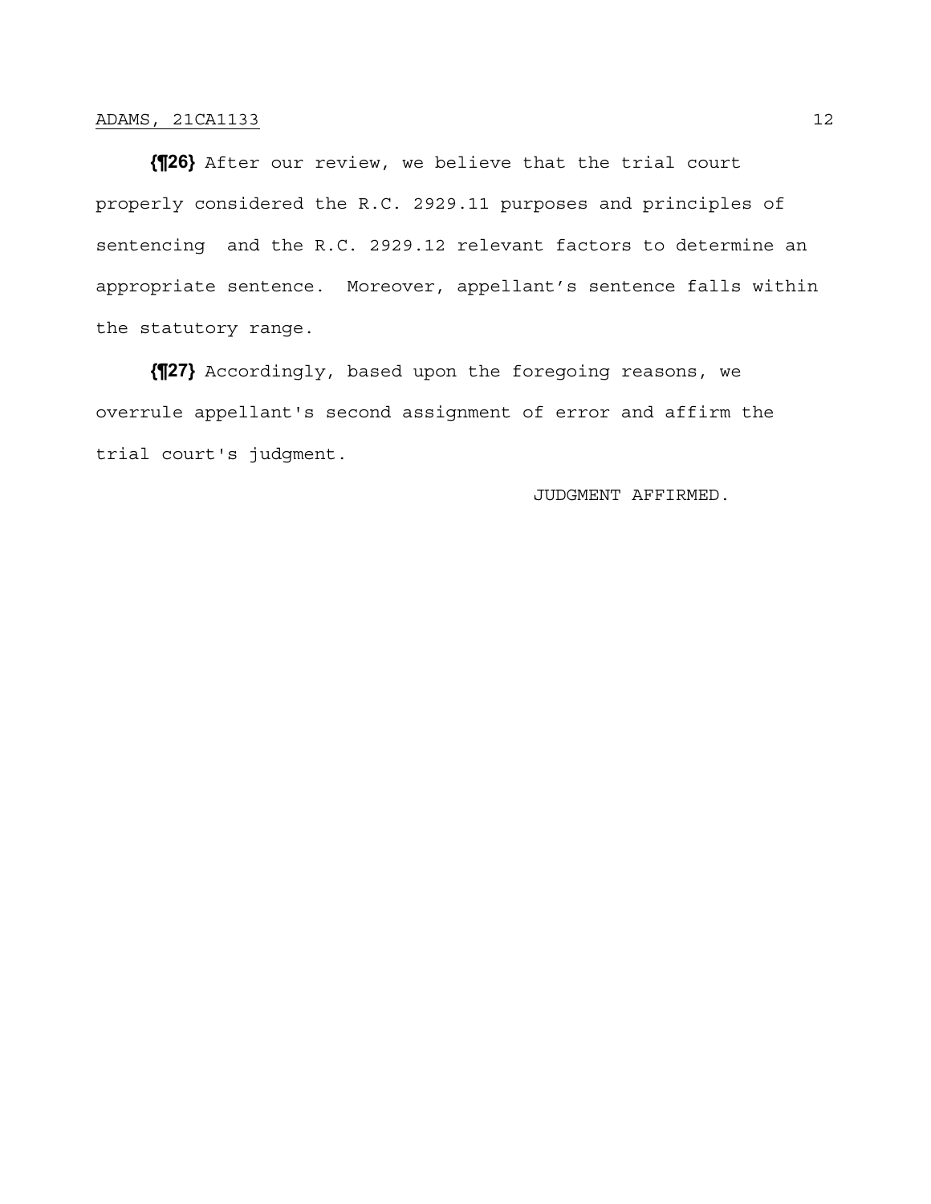**{¶26}** After our review, we believe that the trial court properly considered the R.C. 2929.11 purposes and principles of sentencing and the R.C. 2929.12 relevant factors to determine an appropriate sentence. Moreover, appellant's sentence falls within the statutory range.

**{¶27}** Accordingly, based upon the foregoing reasons, we overrule appellant's second assignment of error and affirm the trial court's judgment.

JUDGMENT AFFIRMED.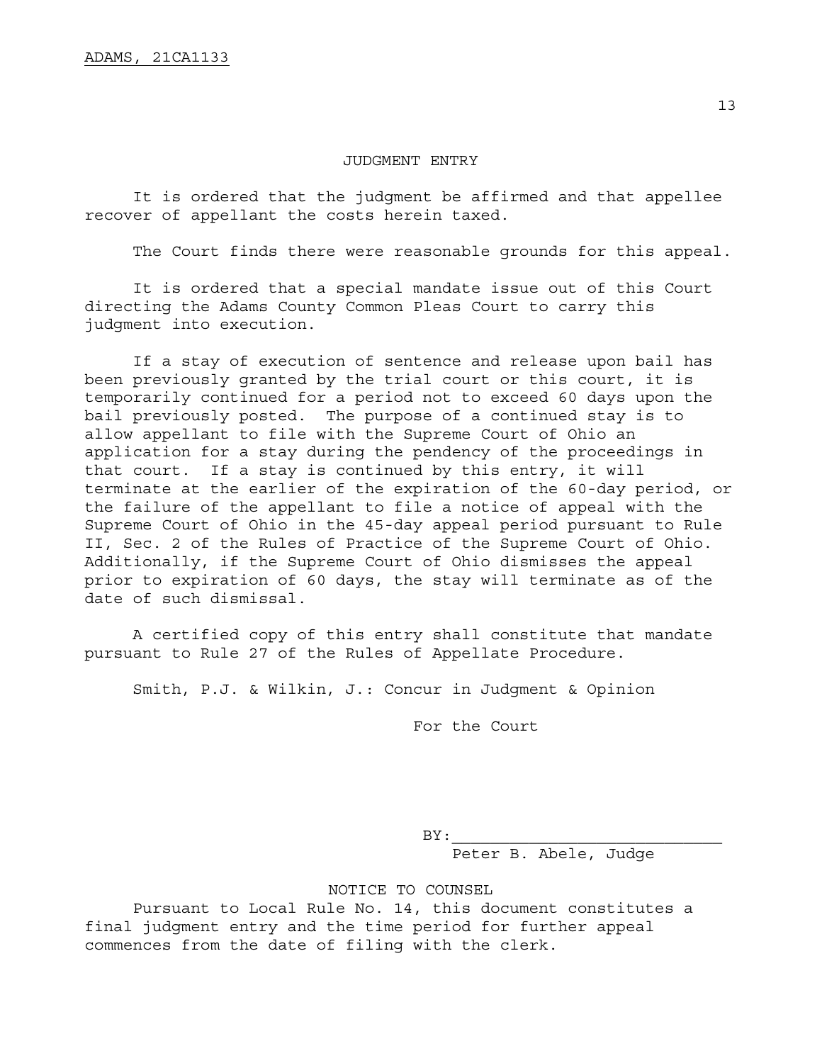## JUDGMENT ENTRY

It is ordered that the judgment be affirmed and that appellee recover of appellant the costs herein taxed.

The Court finds there were reasonable grounds for this appeal.

It is ordered that a special mandate issue out of this Court directing the Adams County Common Pleas Court to carry this judgment into execution.

If a stay of execution of sentence and release upon bail has been previously granted by the trial court or this court, it is temporarily continued for a period not to exceed 60 days upon the bail previously posted. The purpose of a continued stay is to allow appellant to file with the Supreme Court of Ohio an application for a stay during the pendency of the proceedings in that court. If a stay is continued by this entry, it will terminate at the earlier of the expiration of the 60-day period, or the failure of the appellant to file a notice of appeal with the Supreme Court of Ohio in the 45-day appeal period pursuant to Rule II, Sec. 2 of the Rules of Practice of the Supreme Court of Ohio. Additionally, if the Supreme Court of Ohio dismisses the appeal prior to expiration of 60 days, the stay will terminate as of the date of such dismissal.

A certified copy of this entry shall constitute that mandate pursuant to Rule 27 of the Rules of Appellate Procedure.

Smith, P.J. & Wilkin, J.: Concur in Judgment & Opinion

For the Court

BY:\_\_\_\_\_\_\_\_\_\_\_\_\_\_\_\_\_\_\_\_\_\_\_\_\_\_\_\_

Peter B. Abele, Judge

NOTICE TO COUNSEL

Pursuant to Local Rule No. 14, this document constitutes a final judgment entry and the time period for further appeal commences from the date of filing with the clerk.